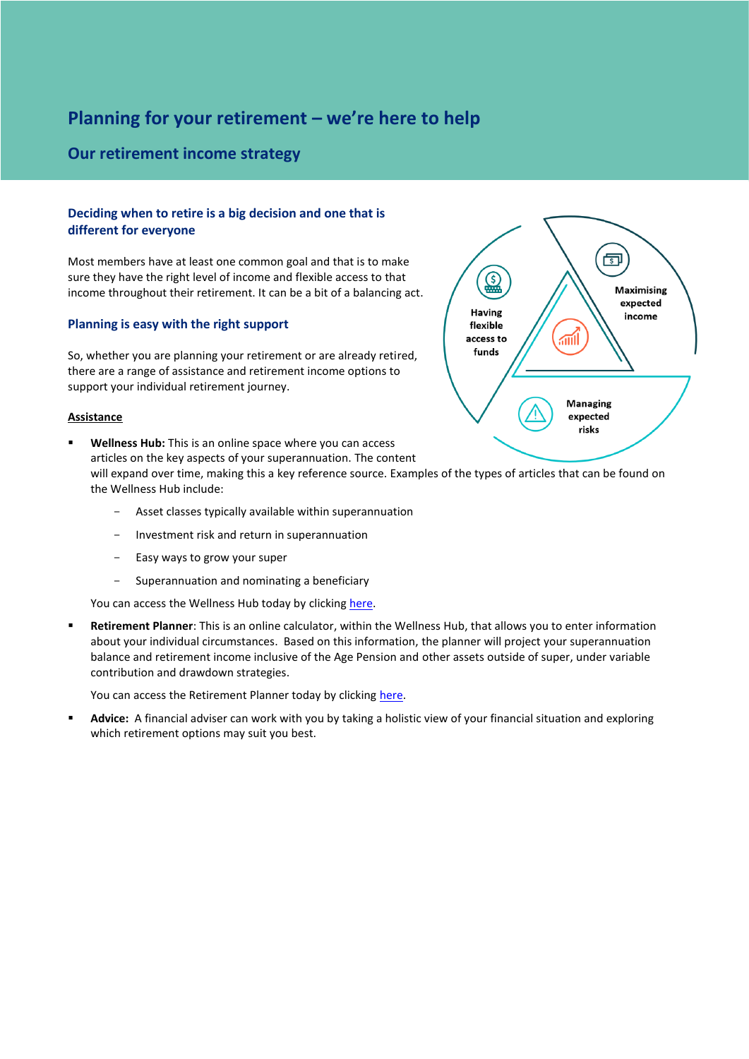# Planning for your retirement – we're here to help

## Our retirement income strategy

### Deciding when to retire is a big decision and one that is different for everyone

Most members have at least one common goal and that is to make sure they have the right level of income and flexible access to that income throughout their retirement. It can be a bit of a balancing act.

Having flexible access to funds

Maximising expected income

Managing expected risks

### Planning is easy with the right support

So, whether you are planning your retirement or are already retired, there are a range of assistance and retirement income options to support your individual retirement journey.

**Assistance**

- **Wellness Hub:** This is an online space where you can access articles on the key aspects of your superannuation. The content will expand over time, making this a key reference source. Examples of the types of articles that can be found on the Wellness Hub include:
  - Asset classes typically available within superannuation
  - Investment risk and return in superannuation
  - Easy ways to grow your super
  - Superannuation and nominating a beneficiary

  You can access the Wellness Hub today by clicking here.

- **Retirement Planner**: This is an online calculator, within the Wellness Hub, that allows you to enter information about your individual circumstances. Based on this information, the planner will project your superannuation balance and retirement income inclusive of the Age Pension and other assets outside of super, under variable contribution and drawdown strategies.

  You can access the Retirement Planner today by clicking here.

- **Advice:** A financial adviser can work with you by taking a holistic view of your financial situation and exploring which retirement options may suit you best.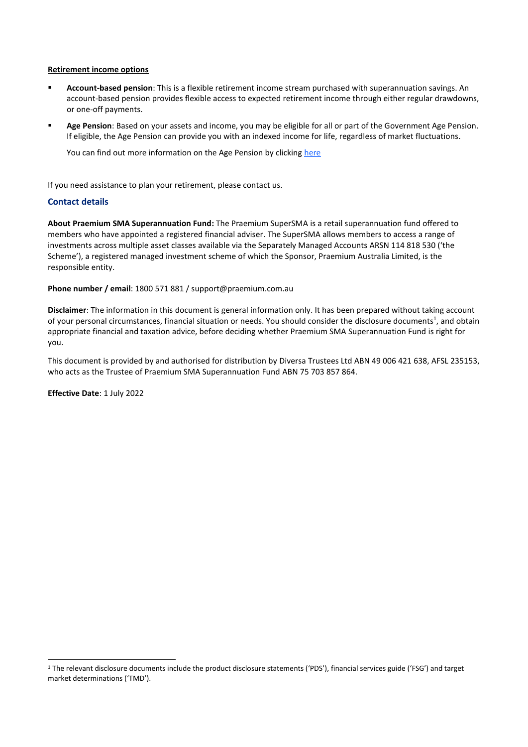**Retirement income options**

- **Account-based pension**: This is a flexible retirement income stream purchased with superannuation savings. An account-based pension provides flexible access to expected retirement income through either regular drawdowns, or one-off payments.
- **Age Pension**: Based on your assets and income, you may be eligible for all or part of the Government Age Pension. If eligible, the Age Pension can provide you with an indexed income for life, regardless of market fluctuations.

  You can find out more information on the Age Pension by clicking here

If you need assistance to plan your retirement, please contact us.

## Contact details

**About Praemium SMA Superannuation Fund:** The Praemium SuperSMA is a retail superannuation fund offered to members who have appointed a registered financial adviser. The SuperSMA allows members to access a range of investments across multiple asset classes available via the Separately Managed Accounts ARSN 114 818 530 ('the Scheme'), a registered managed investment scheme of which the Sponsor, Praemium Australia Limited, is the responsible entity.

**Phone number / email**: 1800 571 881 / support@praemium.com.au

**Disclaimer**: The information in this document is general information only. It has been prepared without taking account of your personal circumstances, financial situation or needs. You should consider the disclosure documents[1], and obtain appropriate financial and taxation advice, before deciding whether Praemium SMA Superannuation Fund is right for you.

This document is provided by and authorised for distribution by Diversa Trustees Ltd ABN 49 006 421 638, AFSL 235153, who acts as the Trustee of Praemium SMA Superannuation Fund ABN 75 703 857 864.

**Effective Date**: 1 July 2022

[1] The relevant disclosure documents include the product disclosure statements ('PDS'), financial services guide ('FSG') and target market determinations ('TMD').